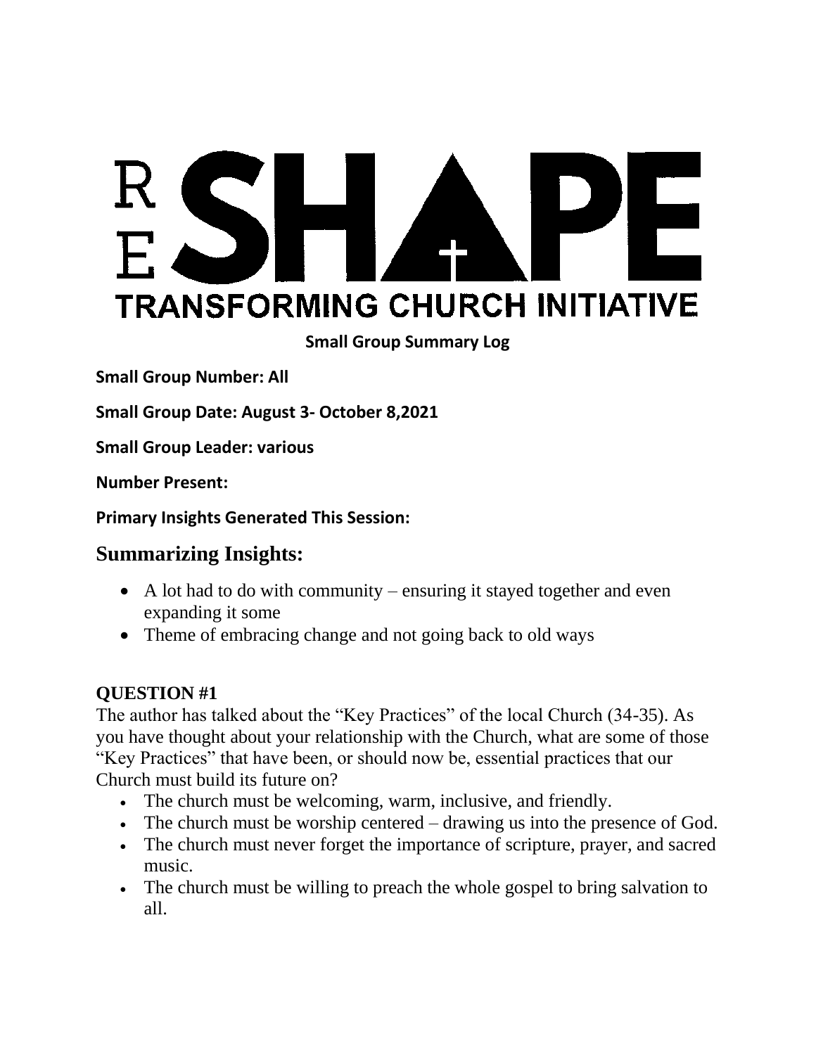# RESHAPE

## TRANSFORMING CHURCH INITIATIVE

**Small Group Summary Log**

**Small Group Number: All**

**Small Group Date: August 3- October 8,2021**

**Small Group Leader: various**

**Number Present:**

**Primary Insights Generated This Session:**

## Summarizing Insights:

- A lot had to do with community – ensuring it stayed together and even expanding it some
- Theme of embracing change and not going back to old ways

### QUESTION #1

The author has talked about the "Key Practices" of the local Church (34-35). As you have thought about your relationship with the Church, what are some of those "Key Practices" that have been, or should now be, essential practices that our Church must build its future on?

- The church must be welcoming, warm, inclusive, and friendly.
- The church must be worship centered – drawing us into the presence of God.
- The church must never forget the importance of scripture, prayer, and sacred music.
- The church must be willing to preach the whole gospel to bring salvation to all.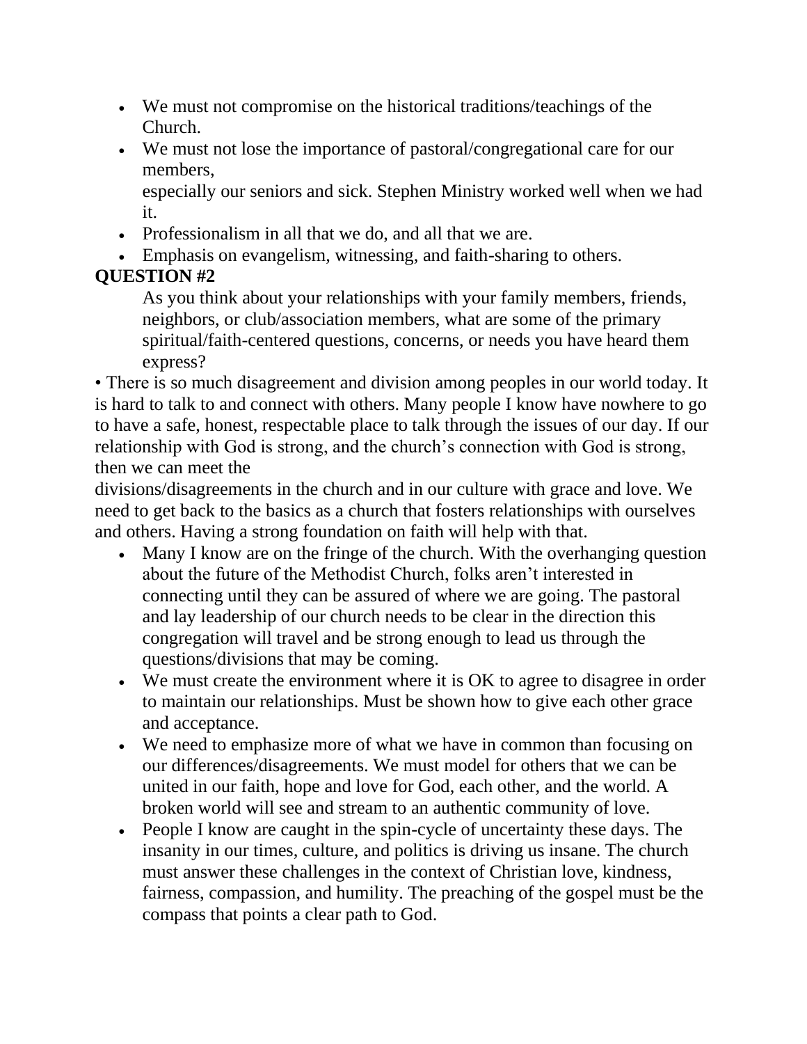- We must not compromise on the historical traditions/teachings of the Church.
- We must not lose the importance of pastoral/congregational care for our members,
  especially our seniors and sick. Stephen Ministry worked well when we had it.
- Professionalism in all that we do, and all that we are.
- Emphasis on evangelism, witnessing, and faith-sharing to others.

**QUESTION #2**

As you think about your relationships with your family members, friends, neighbors, or club/association members, what are some of the primary spiritual/faith-centered questions, concerns, or needs you have heard them express?

• There is so much disagreement and division among peoples in our world today. It is hard to talk to and connect with others. Many people I know have nowhere to go to have a safe, honest, respectable place to talk through the issues of our day. If our relationship with God is strong, and the church's connection with God is strong, then we can meet the divisions/disagreements in the church and in our culture with grace and love. We need to get back to the basics as a church that fosters relationships with ourselves and others. Having a strong foundation on faith will help with that.

- Many I know are on the fringe of the church. With the overhanging question about the future of the Methodist Church, folks aren't interested in connecting until they can be assured of where we are going. The pastoral and lay leadership of our church needs to be clear in the direction this congregation will travel and be strong enough to lead us through the questions/divisions that may be coming.
- We must create the environment where it is OK to agree to disagree in order to maintain our relationships. Must be shown how to give each other grace and acceptance.
- We need to emphasize more of what we have in common than focusing on our differences/disagreements. We must model for others that we can be united in our faith, hope and love for God, each other, and the world. A broken world will see and stream to an authentic community of love.
- People I know are caught in the spin-cycle of uncertainty these days. The insanity in our times, culture, and politics is driving us insane. The church must answer these challenges in the context of Christian love, kindness, fairness, compassion, and humility. The preaching of the gospel must be the compass that points a clear path to God.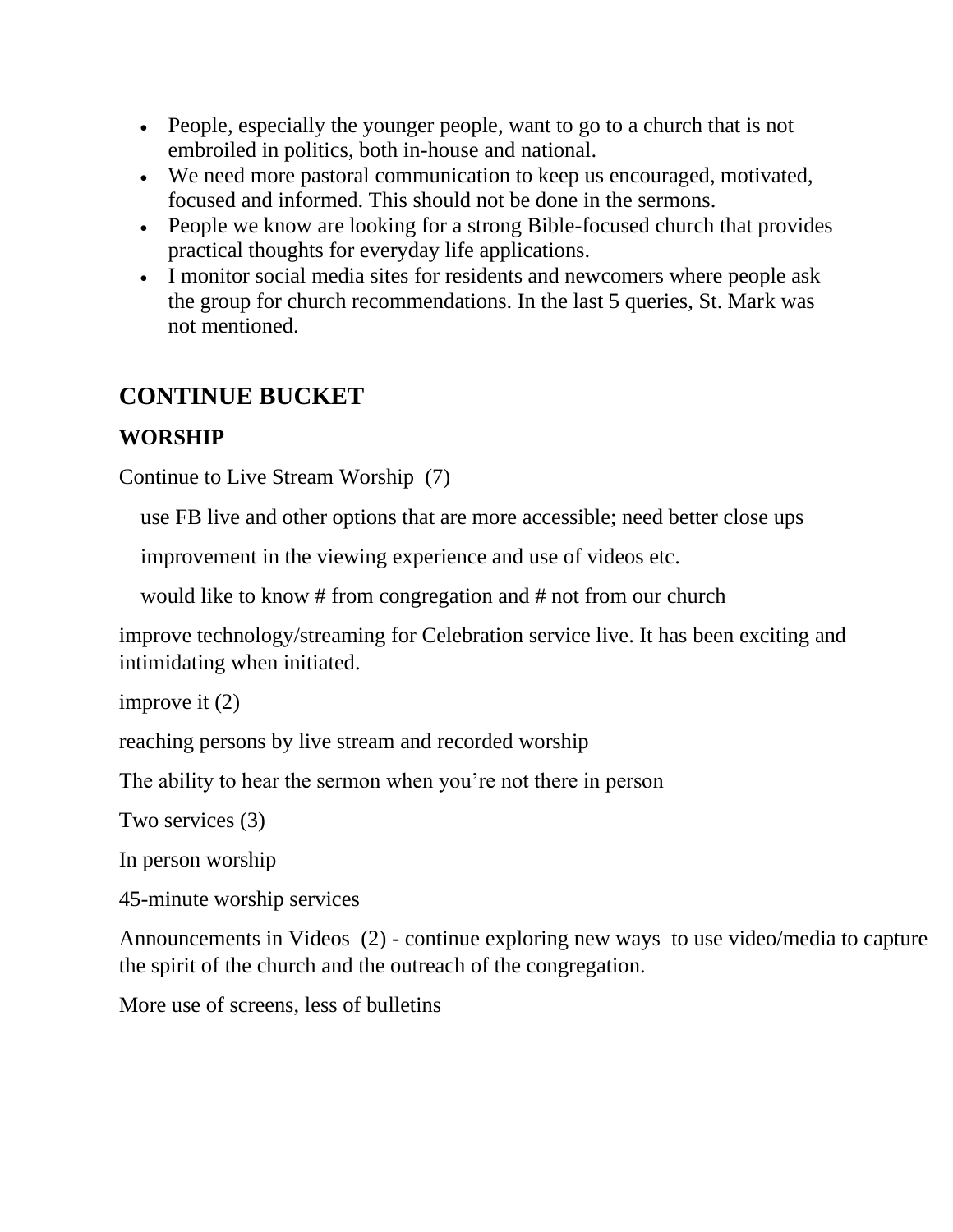- People, especially the younger people, want to go to a church that is not embroiled in politics, both in-house and national.
- We need more pastoral communication to keep us encouraged, motivated, focused and informed. This should not be done in the sermons.
- People we know are looking for a strong Bible-focused church that provides practical thoughts for everyday life applications.
- I monitor social media sites for residents and newcomers where people ask the group for church recommendations. In the last 5 queries, St. Mark was not mentioned.

## CONTINUE BUCKET

### WORSHIP

Continue to Live Stream Worship (7)

  use FB live and other options that are more accessible; need better close ups

  improvement in the viewing experience and use of videos etc.

  would like to know # from congregation and # not from our church

improve technology/streaming for Celebration service live. It has been exciting and intimidating when initiated.

improve it (2)

reaching persons by live stream and recorded worship

The ability to hear the sermon when you're not there in person

Two services (3)

In person worship

45-minute worship services

Announcements in Videos (2) - continue exploring new ways to use video/media to capture the spirit of the church and the outreach of the congregation.

More use of screens, less of bulletins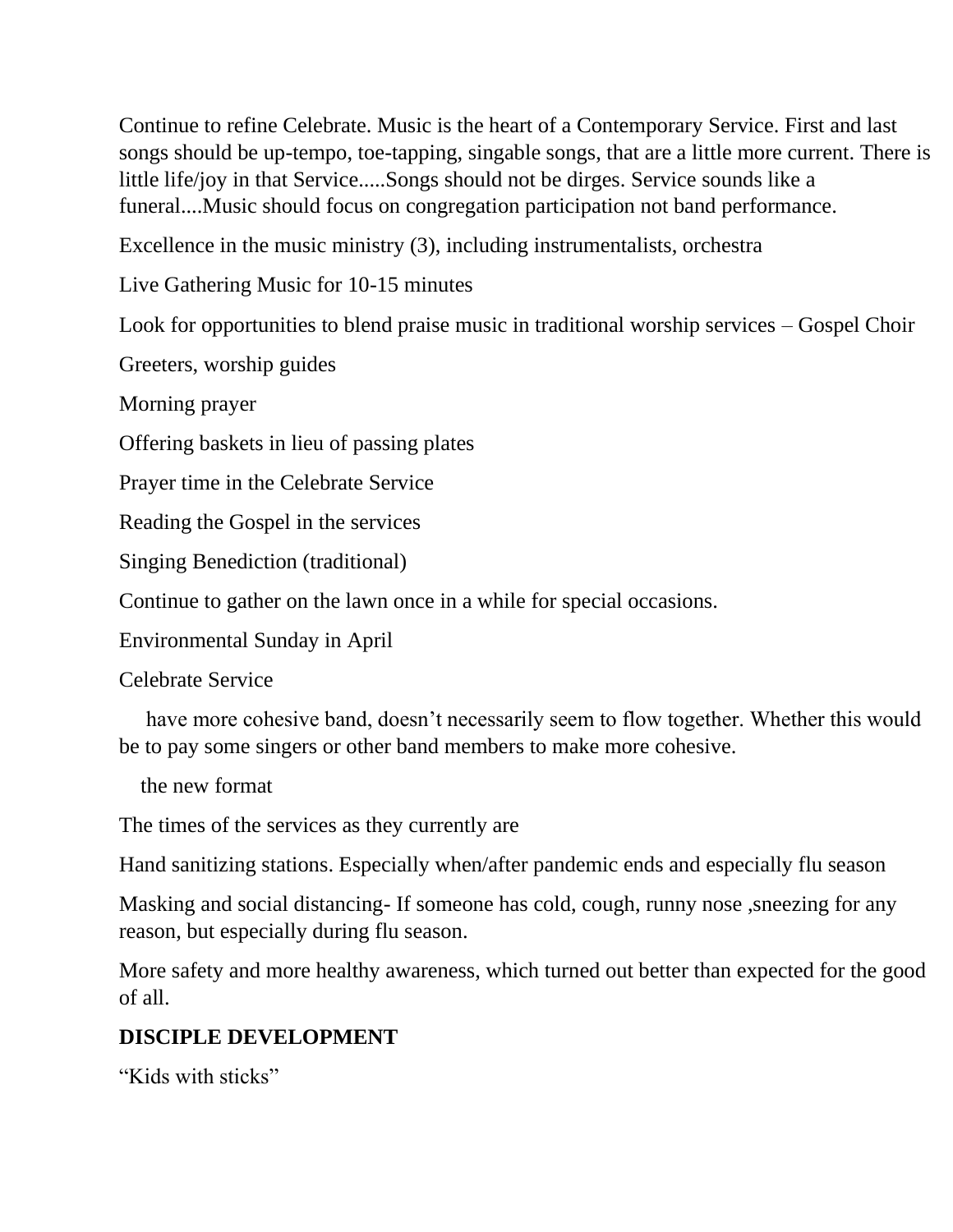Continue to refine Celebrate. Music is the heart of a Contemporary Service. First and last songs should be up-tempo, toe-tapping, singable songs, that are a little more current. There is little life/joy in that Service.....Songs should not be dirges. Service sounds like a funeral....Music should focus on congregation participation not band performance.

Excellence in the music ministry (3), including instrumentalists, orchestra

Live Gathering Music for 10-15 minutes

Look for opportunities to blend praise music in traditional worship services – Gospel Choir

Greeters, worship guides

Morning prayer

Offering baskets in lieu of passing plates

Prayer time in the Celebrate Service

Reading the Gospel in the services

Singing Benediction (traditional)

Continue to gather on the lawn once in a while for special occasions.

Environmental Sunday in April

Celebrate Service

have more cohesive band, doesn't necessarily seem to flow together. Whether this would be to pay some singers or other band members to make more cohesive.

the new format

The times of the services as they currently are

Hand sanitizing stations. Especially when/after pandemic ends and especially flu season

Masking and social distancing- If someone has cold, cough, runny nose ,sneezing for any reason, but especially during flu season.

More safety and more healthy awareness, which turned out better than expected for the good of all.

**DISCIPLE DEVELOPMENT**

"Kids with sticks"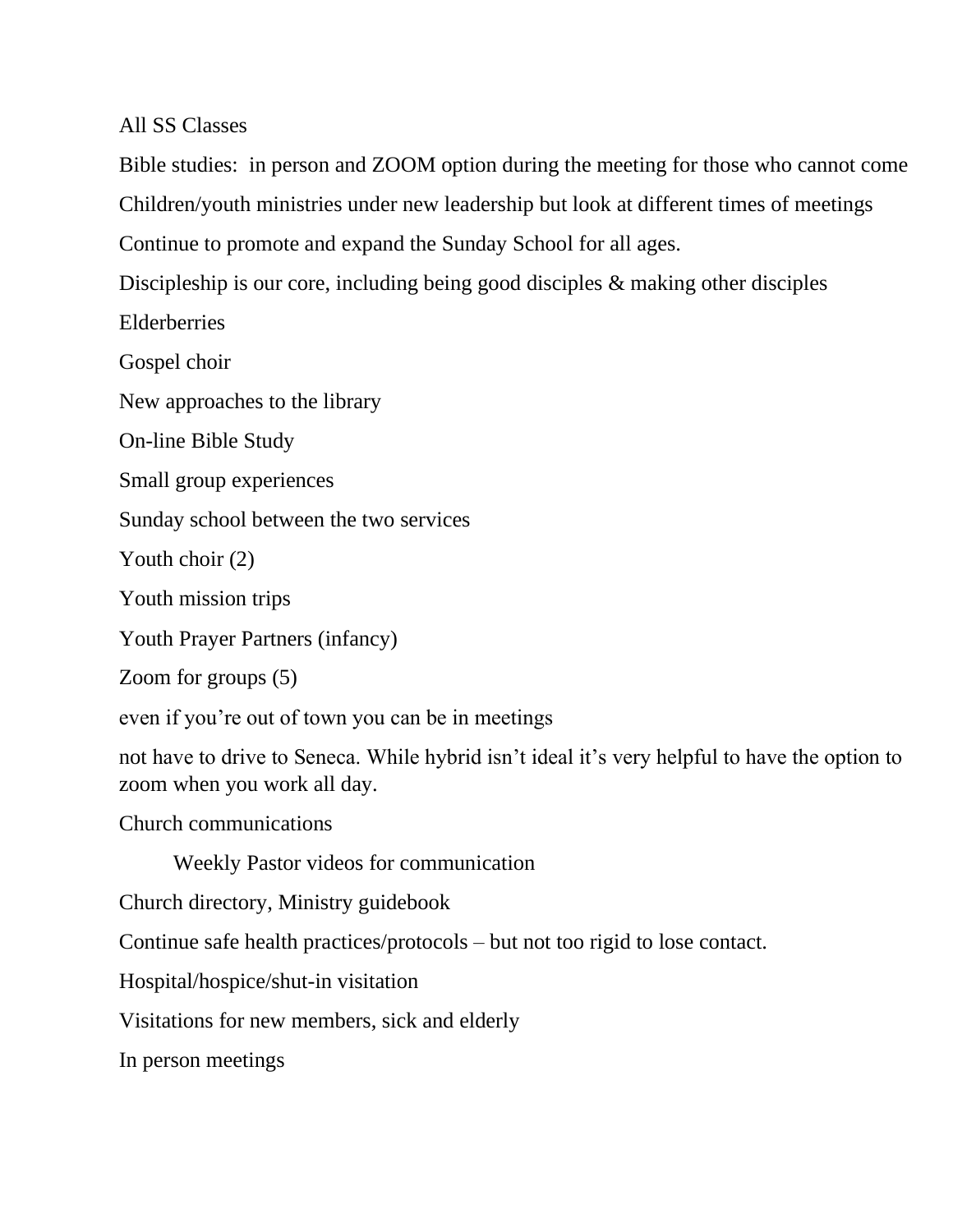All SS Classes

Bible studies:  in person and ZOOM option during the meeting for those who cannot come

Children/youth ministries under new leadership but look at different times of meetings

Continue to promote and expand the Sunday School for all ages.

Discipleship is our core, including being good disciples & making other disciples

Elderberries

Gospel choir

New approaches to the library

On-line Bible Study

Small group experiences

Sunday school between the two services

Youth choir (2)

Youth mission trips

Youth Prayer Partners (infancy)

Zoom for groups (5)

even if you're out of town you can be in meetings

not have to drive to Seneca. While hybrid isn't ideal it's very helpful to have the option to zoom when you work all day.

Church communications

    Weekly Pastor videos for communication

Church directory, Ministry guidebook

Continue safe health practices/protocols – but not too rigid to lose contact.

Hospital/hospice/shut-in visitation

Visitations for new members, sick and elderly

In person meetings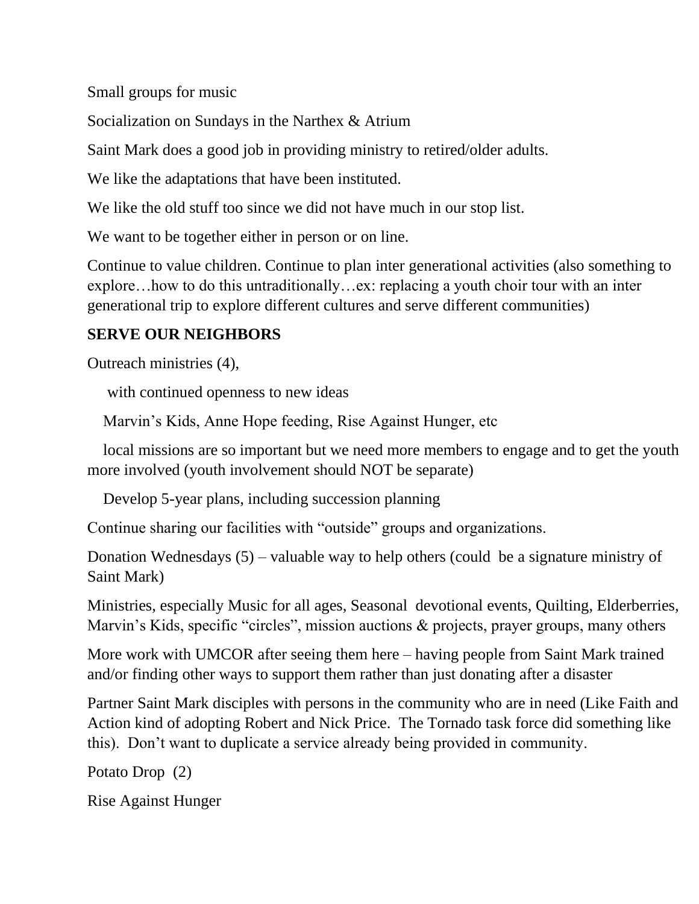Small groups for music

Socialization on Sundays in the Narthex & Atrium

Saint Mark does a good job in providing ministry to retired/older adults.

We like the adaptations that have been instituted.

We like the old stuff too since we did not have much in our stop list.

We want to be together either in person or on line.

Continue to value children. Continue to plan inter generational activities (also something to explore…how to do this untraditionally…ex: replacing a youth choir tour with an inter generational trip to explore different cultures and serve different communities)

**SERVE OUR NEIGHBORS**

Outreach ministries (4),

with continued openness to new ideas

Marvin's Kids, Anne Hope feeding, Rise Against Hunger, etc

local missions are so important but we need more members to engage and to get the youth more involved (youth involvement should NOT be separate)

Develop 5-year plans, including succession planning

Continue sharing our facilities with "outside" groups and organizations.

Donation Wednesdays (5) – valuable way to help others (could be a signature ministry of Saint Mark)

Ministries, especially Music for all ages, Seasonal devotional events, Quilting, Elderberries, Marvin's Kids, specific "circles", mission auctions & projects, prayer groups, many others

More work with UMCOR after seeing them here – having people from Saint Mark trained and/or finding other ways to support them rather than just donating after a disaster

Partner Saint Mark disciples with persons in the community who are in need (Like Faith and Action kind of adopting Robert and Nick Price. The Tornado task force did something like this). Don't want to duplicate a service already being provided in community.

Potato Drop (2)

Rise Against Hunger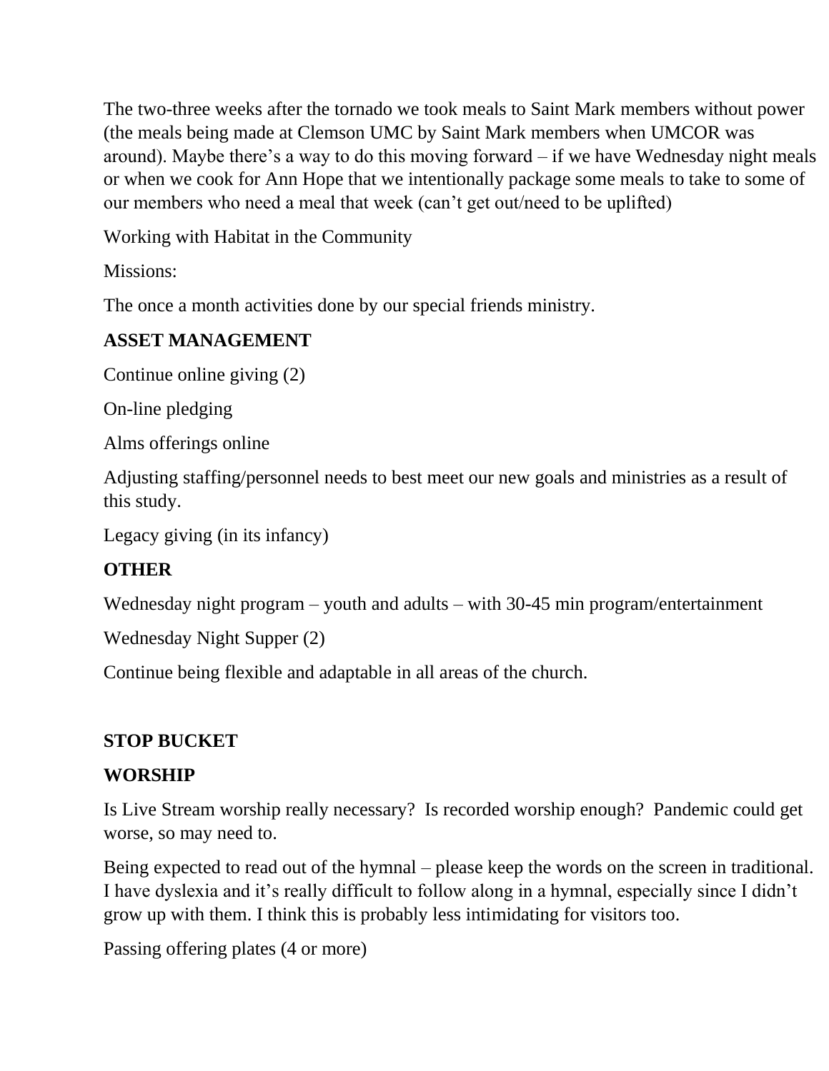The two-three weeks after the tornado we took meals to Saint Mark members without power (the meals being made at Clemson UMC by Saint Mark members when UMCOR was around). Maybe there's a way to do this moving forward – if we have Wednesday night meals or when we cook for Ann Hope that we intentionally package some meals to take to some of our members who need a meal that week (can't get out/need to be uplifted)

Working with Habitat in the Community

Missions:

The once a month activities done by our special friends ministry.

**ASSET MANAGEMENT**

Continue online giving (2)

On-line pledging

Alms offerings online

Adjusting staffing/personnel needs to best meet our new goals and ministries as a result of this study.

Legacy giving (in its infancy)

**OTHER**

Wednesday night program – youth and adults – with 30-45 min program/entertainment

Wednesday Night Supper (2)

Continue being flexible and adaptable in all areas of the church.

**STOP BUCKET**

**WORSHIP**

Is Live Stream worship really necessary? Is recorded worship enough? Pandemic could get worse, so may need to.

Being expected to read out of the hymnal – please keep the words on the screen in traditional. I have dyslexia and it's really difficult to follow along in a hymnal, especially since I didn't grow up with them. I think this is probably less intimidating for visitors too.

Passing offering plates (4 or more)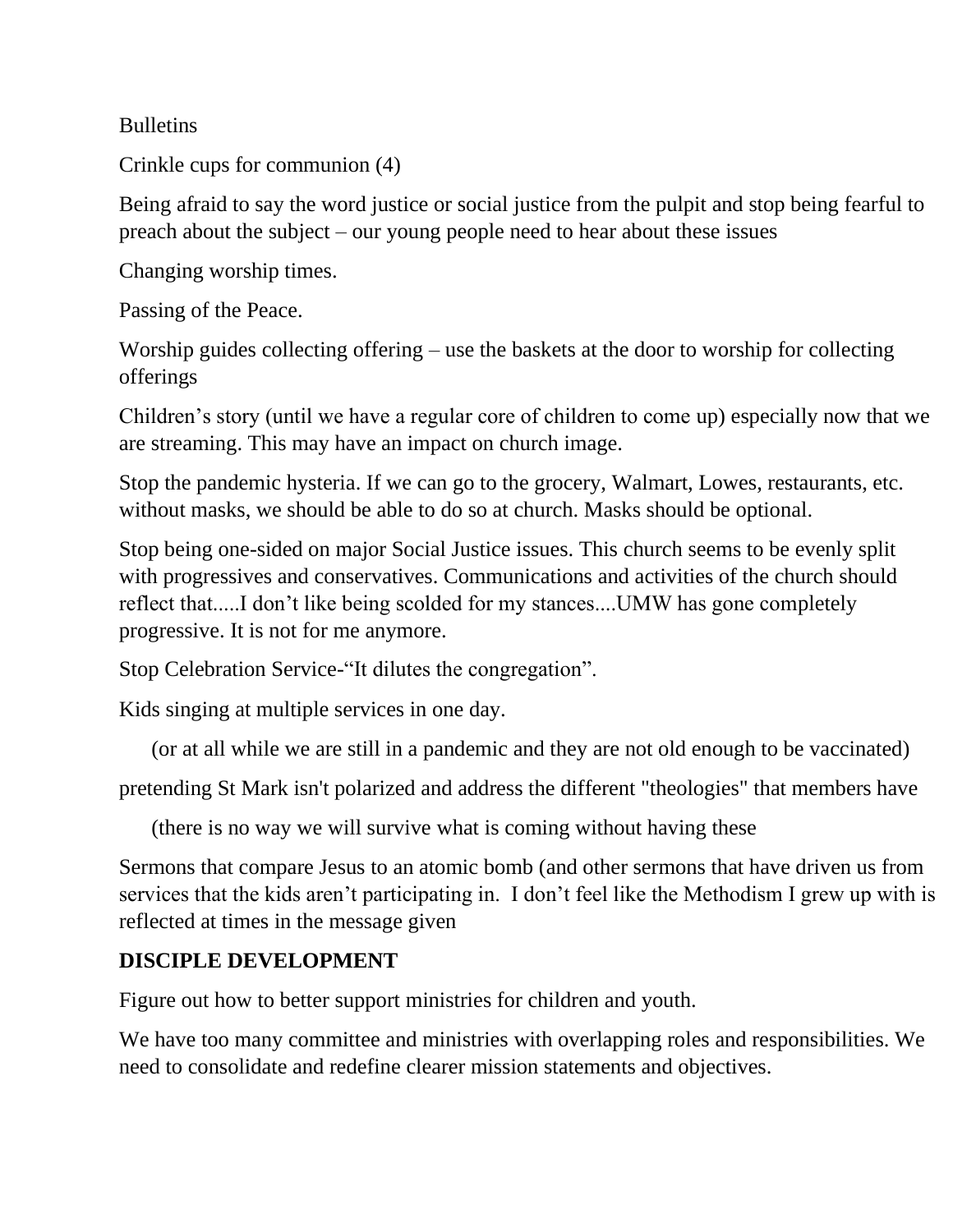Bulletins

Crinkle cups for communion (4)

Being afraid to say the word justice or social justice from the pulpit and stop being fearful to preach about the subject – our young people need to hear about these issues

Changing worship times.

Passing of the Peace.

Worship guides collecting offering – use the baskets at the door to worship for collecting offerings

Children's story (until we have a regular core of children to come up) especially now that we are streaming. This may have an impact on church image.

Stop the pandemic hysteria. If we can go to the grocery, Walmart, Lowes, restaurants, etc. without masks, we should be able to do so at church. Masks should be optional.

Stop being one-sided on major Social Justice issues. This church seems to be evenly split with progressives and conservatives. Communications and activities of the church should reflect that.....I don't like being scolded for my stances....UMW has gone completely progressive. It is not for me anymore.

Stop Celebration Service-"It dilutes the congregation".

Kids singing at multiple services in one day.

(or at all while we are still in a pandemic and they are not old enough to be vaccinated)

pretending St Mark isn't polarized and address the different "theologies" that members have

(there is no way we will survive what is coming without having these

Sermons that compare Jesus to an atomic bomb (and other sermons that have driven us from services that the kids aren't participating in. I don't feel like the Methodism I grew up with is reflected at times in the message given

**DISCIPLE DEVELOPMENT**

Figure out how to better support ministries for children and youth.

We have too many committee and ministries with overlapping roles and responsibilities. We need to consolidate and redefine clearer mission statements and objectives.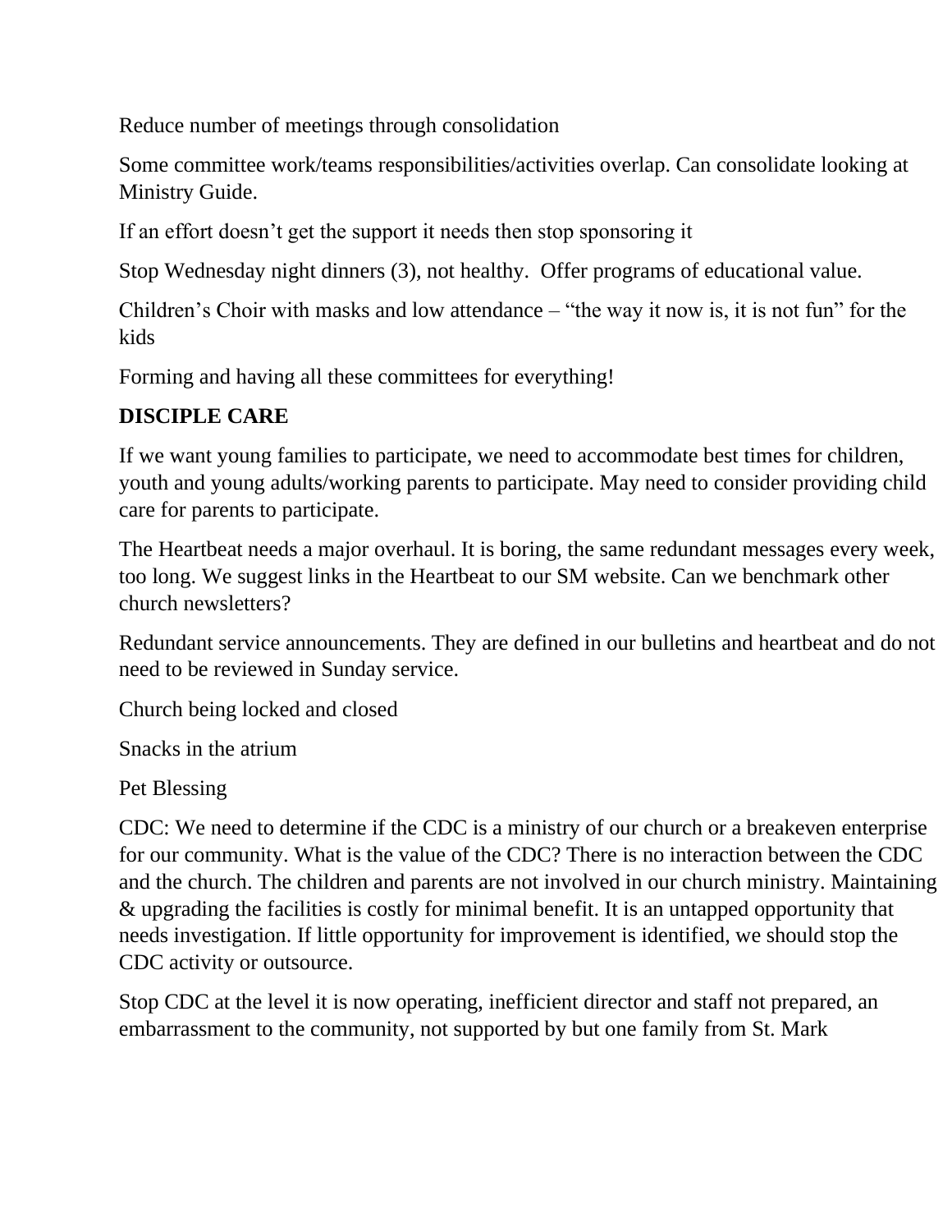Reduce number of meetings through consolidation

Some committee work/teams responsibilities/activities overlap. Can consolidate looking at Ministry Guide.

If an effort doesn't get the support it needs then stop sponsoring it

Stop Wednesday night dinners (3), not healthy.  Offer programs of educational value.

Children's Choir with masks and low attendance – "the way it now is, it is not fun" for the kids

Forming and having all these committees for everything!

**DISCIPLE CARE**

If we want young families to participate, we need to accommodate best times for children, youth and young adults/working parents to participate. May need to consider providing child care for parents to participate.

The Heartbeat needs a major overhaul. It is boring, the same redundant messages every week, too long. We suggest links in the Heartbeat to our SM website. Can we benchmark other church newsletters?

Redundant service announcements. They are defined in our bulletins and heartbeat and do not need to be reviewed in Sunday service.

Church being locked and closed

Snacks in the atrium

Pet Blessing

CDC: We need to determine if the CDC is a ministry of our church or a breakeven enterprise for our community. What is the value of the CDC? There is no interaction between the CDC and the church. The children and parents are not involved in our church ministry. Maintaining & upgrading the facilities is costly for minimal benefit. It is an untapped opportunity that needs investigation. If little opportunity for improvement is identified, we should stop the CDC activity or outsource.

Stop CDC at the level it is now operating, inefficient director and staff not prepared, an embarrassment to the community, not supported by but one family from St. Mark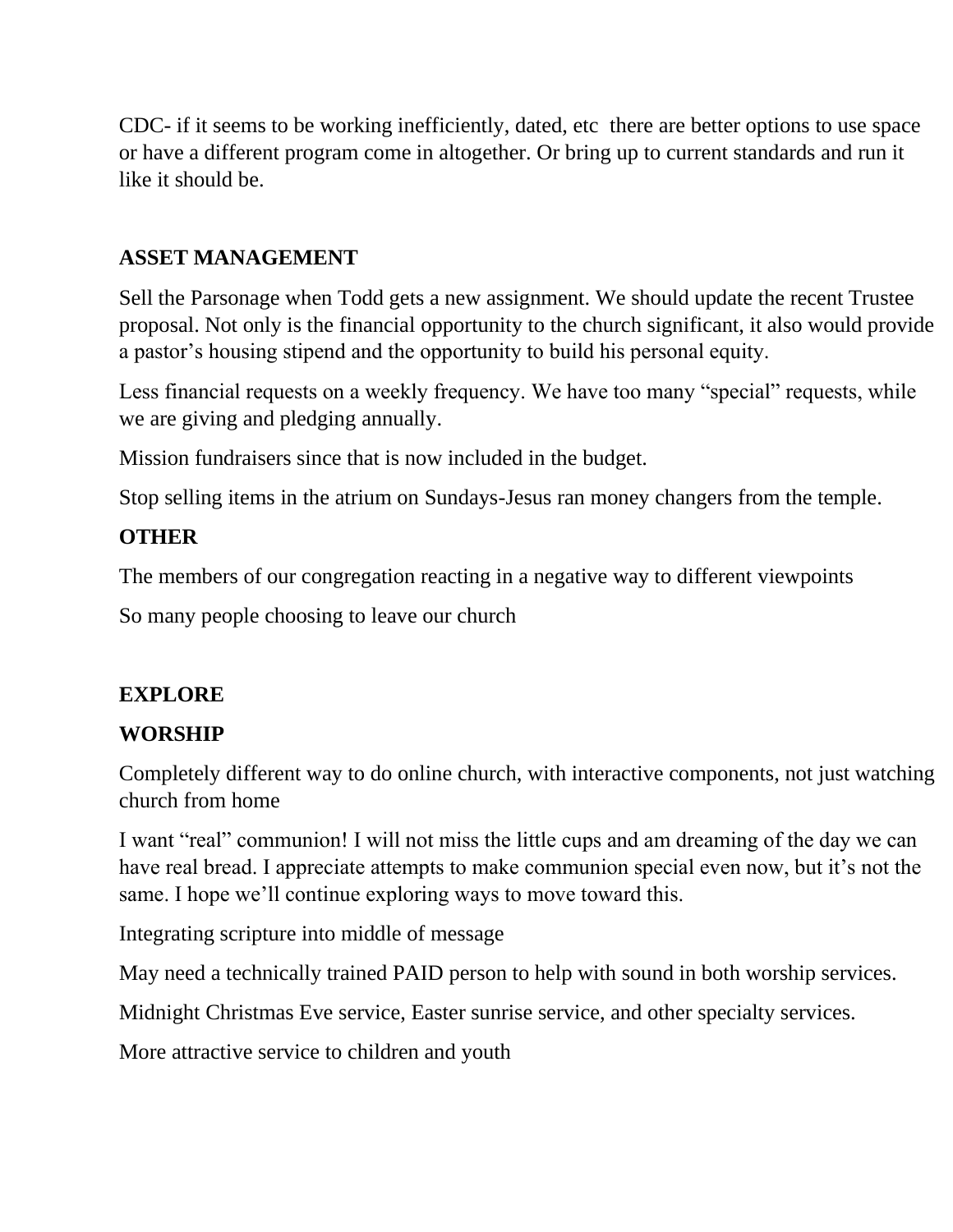CDC- if it seems to be working inefficiently, dated, etc there are better options to use space or have a different program come in altogether. Or bring up to current standards and run it like it should be.

**ASSET MANAGEMENT**

Sell the Parsonage when Todd gets a new assignment. We should update the recent Trustee proposal. Not only is the financial opportunity to the church significant, it also would provide a pastor's housing stipend and the opportunity to build his personal equity.

Less financial requests on a weekly frequency. We have too many "special" requests, while we are giving and pledging annually.

Mission fundraisers since that is now included in the budget.

Stop selling items in the atrium on Sundays-Jesus ran money changers from the temple.

**OTHER**

The members of our congregation reacting in a negative way to different viewpoints

So many people choosing to leave our church

**EXPLORE**

**WORSHIP**

Completely different way to do online church, with interactive components, not just watching church from home

I want "real" communion! I will not miss the little cups and am dreaming of the day we can have real bread. I appreciate attempts to make communion special even now, but it's not the same. I hope we'll continue exploring ways to move toward this.

Integrating scripture into middle of message

May need a technically trained PAID person to help with sound in both worship services.

Midnight Christmas Eve service, Easter sunrise service, and other specialty services.

More attractive service to children and youth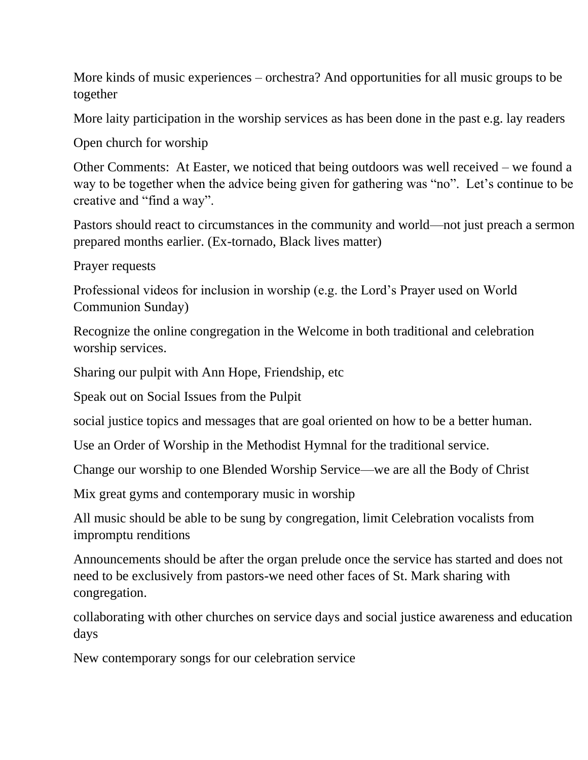More kinds of music experiences – orchestra? And opportunities for all music groups to be together

More laity participation in the worship services as has been done in the past e.g. lay readers

Open church for worship

Other Comments:  At Easter, we noticed that being outdoors was well received – we found a way to be together when the advice being given for gathering was "no".  Let's continue to be creative and "find a way".

Pastors should react to circumstances in the community and world—not just preach a sermon prepared months earlier. (Ex-tornado, Black lives matter)

Prayer requests

Professional videos for inclusion in worship (e.g. the Lord's Prayer used on World Communion Sunday)

Recognize the online congregation in the Welcome in both traditional and celebration worship services.

Sharing our pulpit with Ann Hope, Friendship, etc

Speak out on Social Issues from the Pulpit

social justice topics and messages that are goal oriented on how to be a better human.

Use an Order of Worship in the Methodist Hymnal for the traditional service.

Change our worship to one Blended Worship Service—we are all the Body of Christ

Mix great gyms and contemporary music in worship

All music should be able to be sung by congregation, limit Celebration vocalists from impromptu renditions

Announcements should be after the organ prelude once the service has started and does not need to be exclusively from pastors-we need other faces of St. Mark sharing with congregation.

collaborating with other churches on service days and social justice awareness and education days

New contemporary songs for our celebration service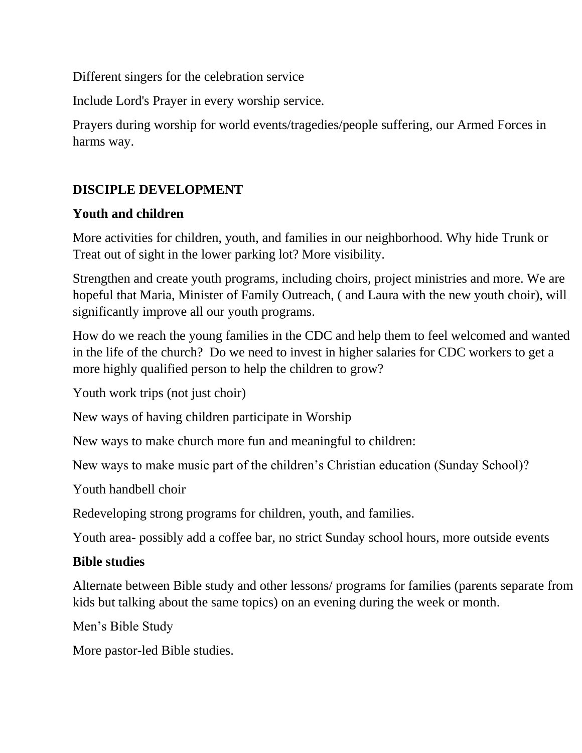Different singers for the celebration service

Include Lord's Prayer in every worship service.

Prayers during worship for world events/tragedies/people suffering, our Armed Forces in harms way.

## DISCIPLE DEVELOPMENT

### Youth and children

More activities for children, youth, and families in our neighborhood. Why hide Trunk or Treat out of sight in the lower parking lot? More visibility.

Strengthen and create youth programs, including choirs, project ministries and more. We are hopeful that Maria, Minister of Family Outreach, ( and Laura with the new youth choir), will significantly improve all our youth programs.

How do we reach the young families in the CDC and help them to feel welcomed and wanted in the life of the church? Do we need to invest in higher salaries for CDC workers to get a more highly qualified person to help the children to grow?

Youth work trips (not just choir)

New ways of having children participate in Worship

New ways to make church more fun and meaningful to children:

New ways to make music part of the children's Christian education (Sunday School)?

Youth handbell choir

Redeveloping strong programs for children, youth, and families.

Youth area- possibly add a coffee bar, no strict Sunday school hours, more outside events

### Bible studies

Alternate between Bible study and other lessons/ programs for families (parents separate from kids but talking about the same topics) on an evening during the week or month.

Men's Bible Study

More pastor-led Bible studies.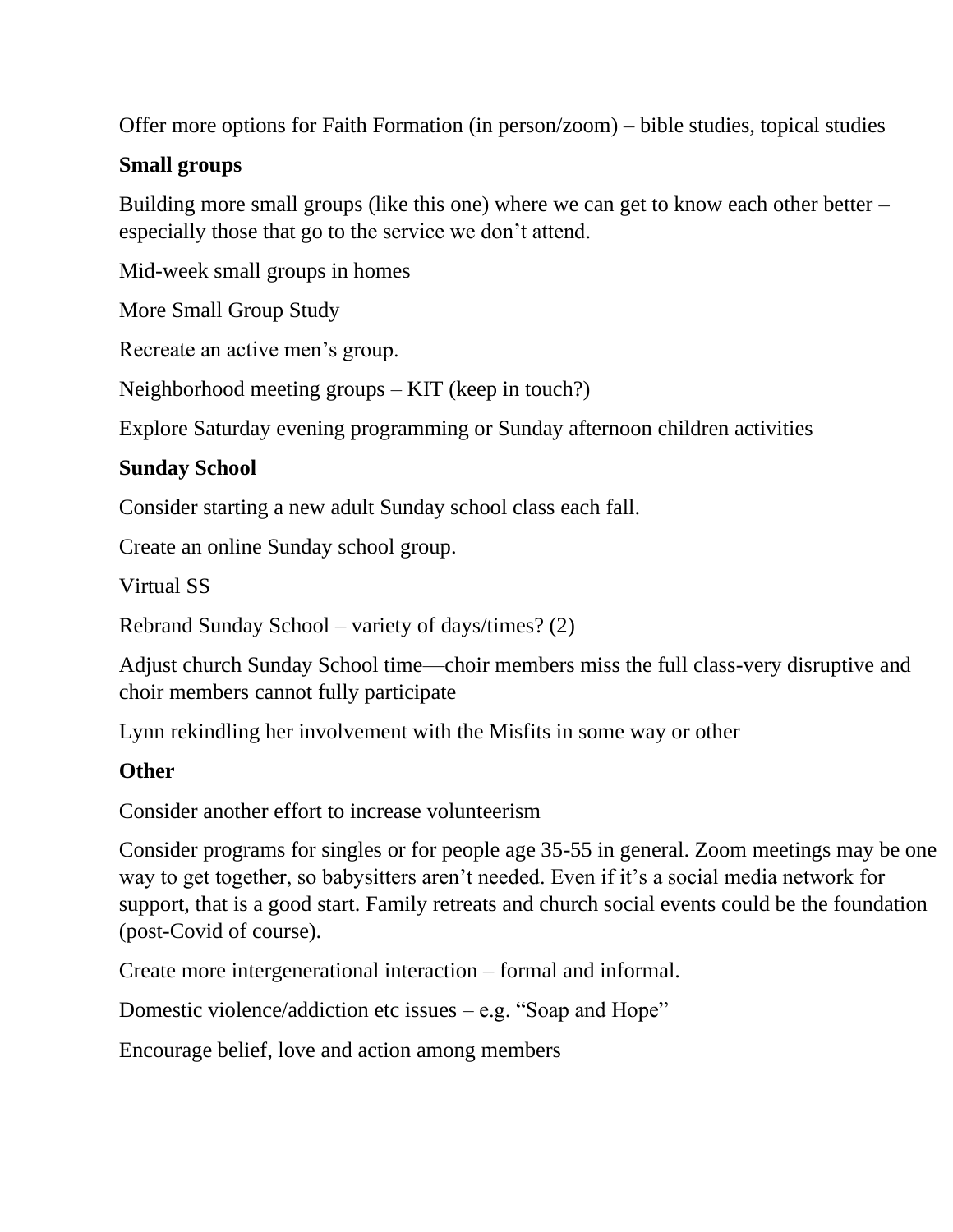Offer more options for Faith Formation (in person/zoom) – bible studies, topical studies

**Small groups**

Building more small groups (like this one) where we can get to know each other better – especially those that go to the service we don't attend.

Mid-week small groups in homes

More Small Group Study

Recreate an active men's group.

Neighborhood meeting groups – KIT (keep in touch?)

Explore Saturday evening programming or Sunday afternoon children activities

**Sunday School**

Consider starting a new adult Sunday school class each fall.

Create an online Sunday school group.

Virtual SS

Rebrand Sunday School – variety of days/times? (2)

Adjust church Sunday School time—choir members miss the full class-very disruptive and choir members cannot fully participate

Lynn rekindling her involvement with the Misfits in some way or other

**Other**

Consider another effort to increase volunteerism

Consider programs for singles or for people age 35-55 in general. Zoom meetings may be one way to get together, so babysitters aren't needed. Even if it's a social media network for support, that is a good start. Family retreats and church social events could be the foundation (post-Covid of course).

Create more intergenerational interaction – formal and informal.

Domestic violence/addiction etc issues – e.g. "Soap and Hope"

Encourage belief, love and action among members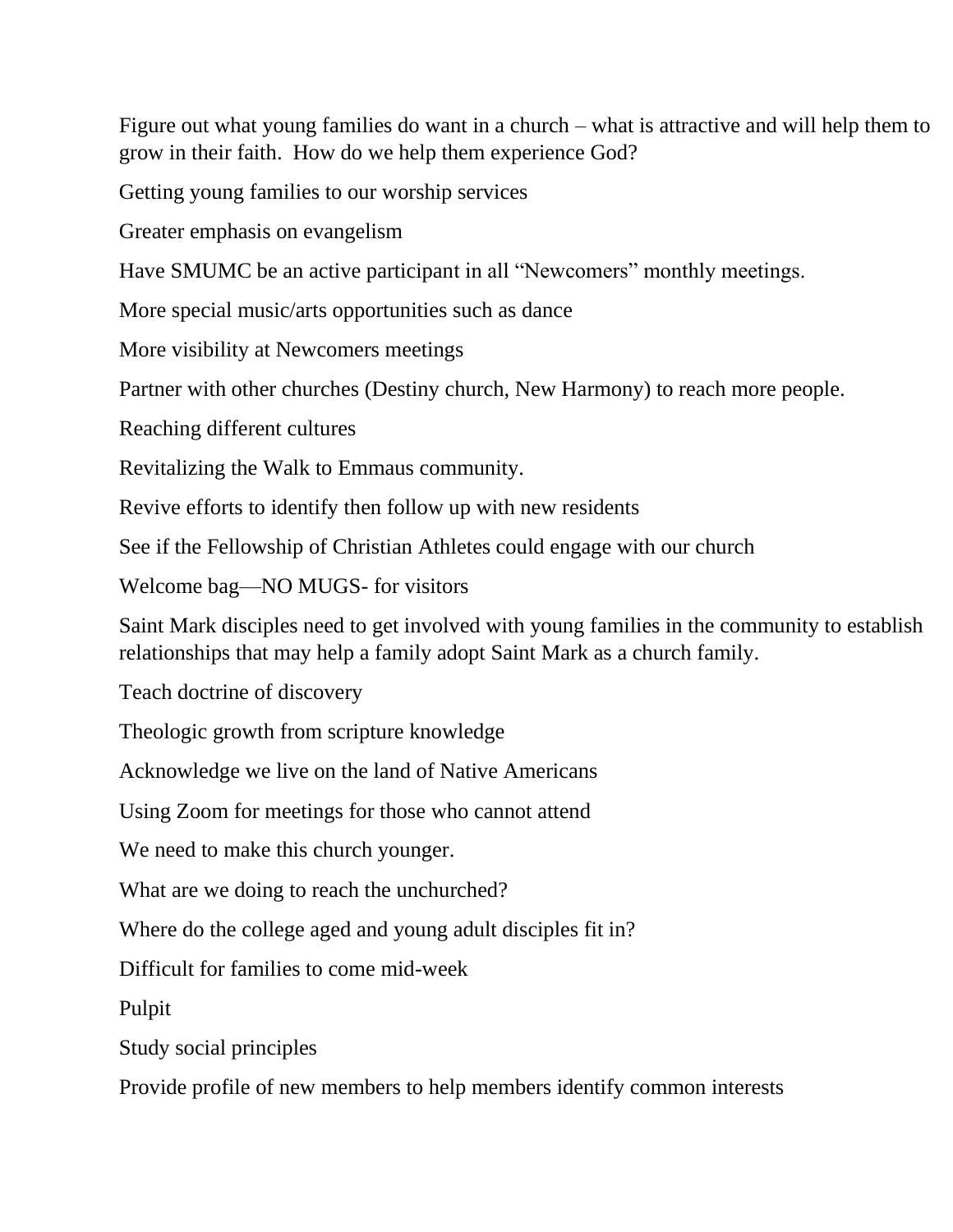Figure out what young families do want in a church – what is attractive and will help them to grow in their faith.  How do we help them experience God?

Getting young families to our worship services

Greater emphasis on evangelism

Have SMUMC be an active participant in all "Newcomers" monthly meetings.

More special music/arts opportunities such as dance

More visibility at Newcomers meetings

Partner with other churches (Destiny church, New Harmony) to reach more people.

Reaching different cultures

Revitalizing the Walk to Emmaus community.

Revive efforts to identify then follow up with new residents

See if the Fellowship of Christian Athletes could engage with our church

Welcome bag—NO MUGS- for visitors

Saint Mark disciples need to get involved with young families in the community to establish relationships that may help a family adopt Saint Mark as a church family.

Teach doctrine of discovery

Theologic growth from scripture knowledge

Acknowledge we live on the land of Native Americans

Using Zoom for meetings for those who cannot attend

We need to make this church younger.

What are we doing to reach the unchurched?

Where do the college aged and young adult disciples fit in?

Difficult for families to come mid-week

Pulpit

Study social principles

Provide profile of new members to help members identify common interests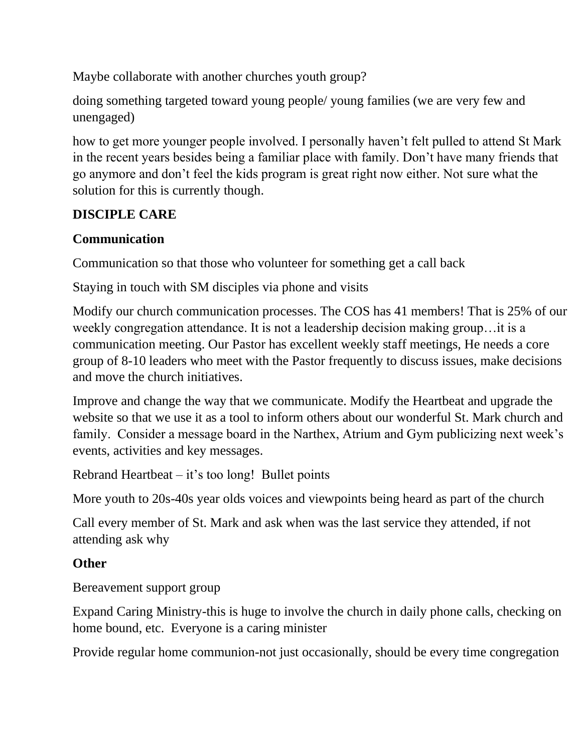Maybe collaborate with another churches youth group?

doing something targeted toward young people/ young families (we are very few and unengaged)

how to get more younger people involved. I personally haven't felt pulled to attend St Mark in the recent years besides being a familiar place with family. Don't have many friends that go anymore and don't feel the kids program is great right now either. Not sure what the solution for this is currently though.

**DISCIPLE CARE**

**Communication**

Communication so that those who volunteer for something get a call back

Staying in touch with SM disciples via phone and visits

Modify our church communication processes. The COS has 41 members! That is 25% of our weekly congregation attendance. It is not a leadership decision making group…it is a communication meeting. Our Pastor has excellent weekly staff meetings, He needs a core group of 8-10 leaders who meet with the Pastor frequently to discuss issues, make decisions and move the church initiatives.

Improve and change the way that we communicate. Modify the Heartbeat and upgrade the website so that we use it as a tool to inform others about our wonderful St. Mark church and family. Consider a message board in the Narthex, Atrium and Gym publicizing next week's events, activities and key messages.

Rebrand Heartbeat – it's too long! Bullet points

More youth to 20s-40s year olds voices and viewpoints being heard as part of the church

Call every member of St. Mark and ask when was the last service they attended, if not attending ask why

**Other**

Bereavement support group

Expand Caring Ministry-this is huge to involve the church in daily phone calls, checking on home bound, etc. Everyone is a caring minister

Provide regular home communion-not just occasionally, should be every time congregation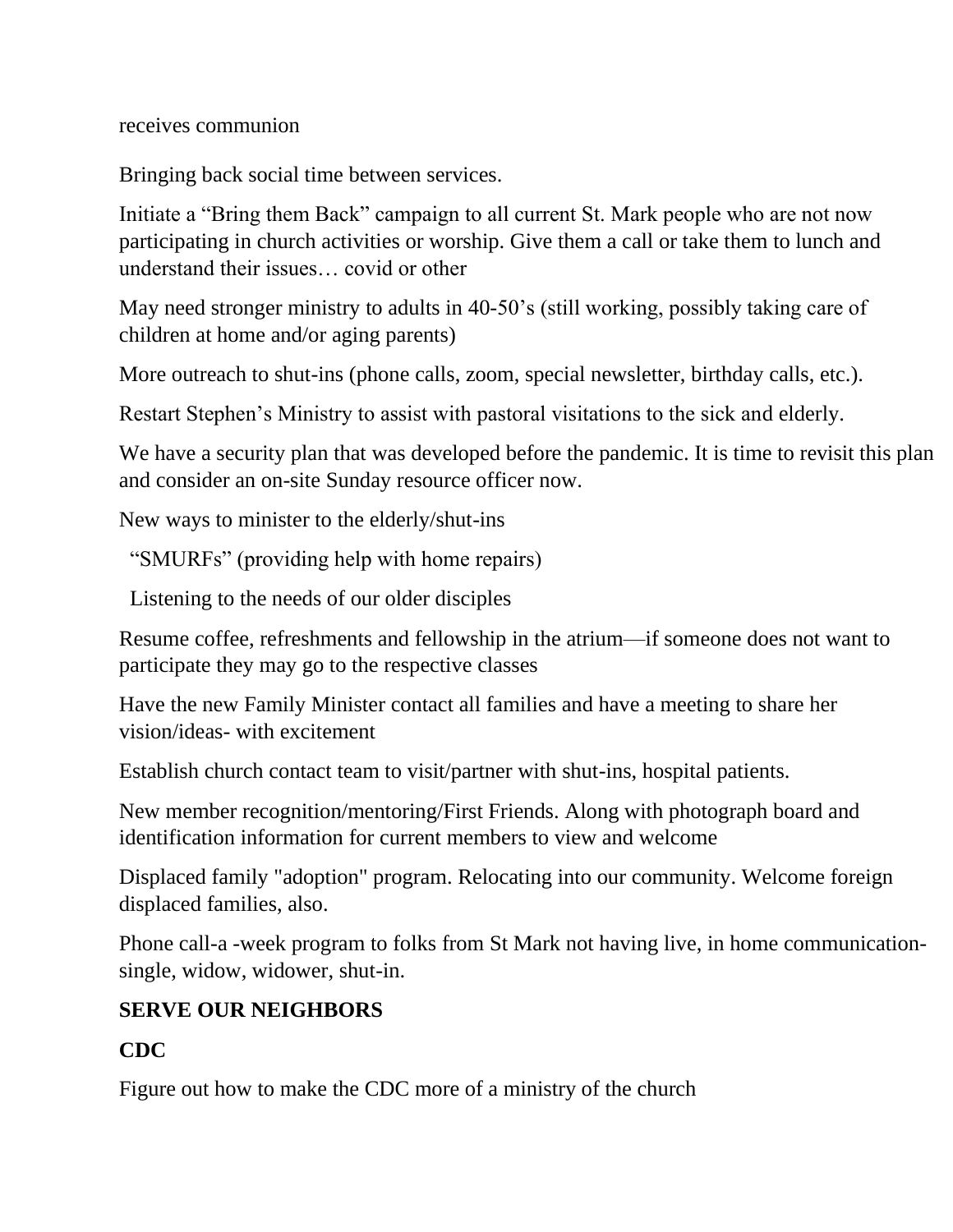receives communion

Bringing back social time between services.

Initiate a “Bring them Back” campaign to all current St. Mark people who are not now participating in church activities or worship. Give them a call or take them to lunch and understand their issues… covid or other

May need stronger ministry to adults in 40-50’s (still working, possibly taking care of children at home and/or aging parents)

More outreach to shut-ins (phone calls, zoom, special newsletter, birthday calls, etc.).

Restart Stephen’s Ministry to assist with pastoral visitations to the sick and elderly.

We have a security plan that was developed before the pandemic. It is time to revisit this plan and consider an on-site Sunday resource officer now.

New ways to minister to the elderly/shut-ins

“SMURFs” (providing help with home repairs)

Listening to the needs of our older disciples

Resume coffee, refreshments and fellowship in the atrium—if someone does not want to participate they may go to the respective classes

Have the new Family Minister contact all families and have a meeting to share her vision/ideas- with excitement

Establish church contact team to visit/partner with shut-ins, hospital patients.

New member recognition/mentoring/First Friends. Along with photograph board and identification information for current members to view and welcome

Displaced family "adoption" program. Relocating into our community. Welcome foreign displaced families, also.

Phone call-a -week program to folks from St Mark not having live, in home communication-single, widow, widower, shut-in.

**SERVE OUR NEIGHBORS**

**CDC**

Figure out how to make the CDC more of a ministry of the church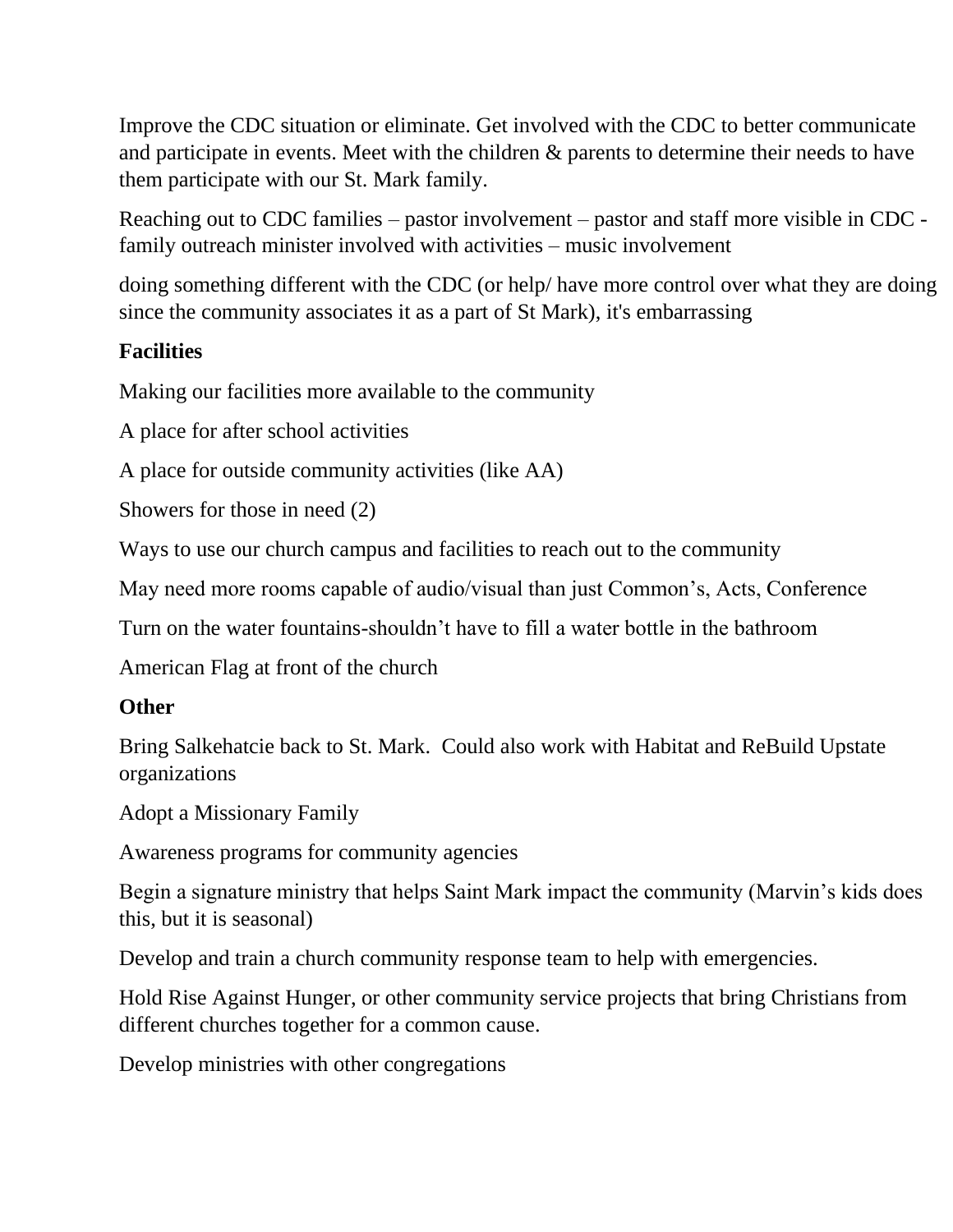Improve the CDC situation or eliminate. Get involved with the CDC to better communicate and participate in events. Meet with the children & parents to determine their needs to have them participate with our St. Mark family.

Reaching out to CDC families – pastor involvement – pastor and staff more visible in CDC - family outreach minister involved with activities – music involvement

doing something different with the CDC (or help/ have more control over what they are doing since the community associates it as a part of St Mark), it's embarrassing

**Facilities**

Making our facilities more available to the community

A place for after school activities

A place for outside community activities (like AA)

Showers for those in need (2)

Ways to use our church campus and facilities to reach out to the community

May need more rooms capable of audio/visual than just Common's, Acts, Conference

Turn on the water fountains-shouldn't have to fill a water bottle in the bathroom

American Flag at front of the church

**Other**

Bring Salkehatcie back to St. Mark. Could also work with Habitat and ReBuild Upstate organizations

Adopt a Missionary Family

Awareness programs for community agencies

Begin a signature ministry that helps Saint Mark impact the community (Marvin's kids does this, but it is seasonal)

Develop and train a church community response team to help with emergencies.

Hold Rise Against Hunger, or other community service projects that bring Christians from different churches together for a common cause.

Develop ministries with other congregations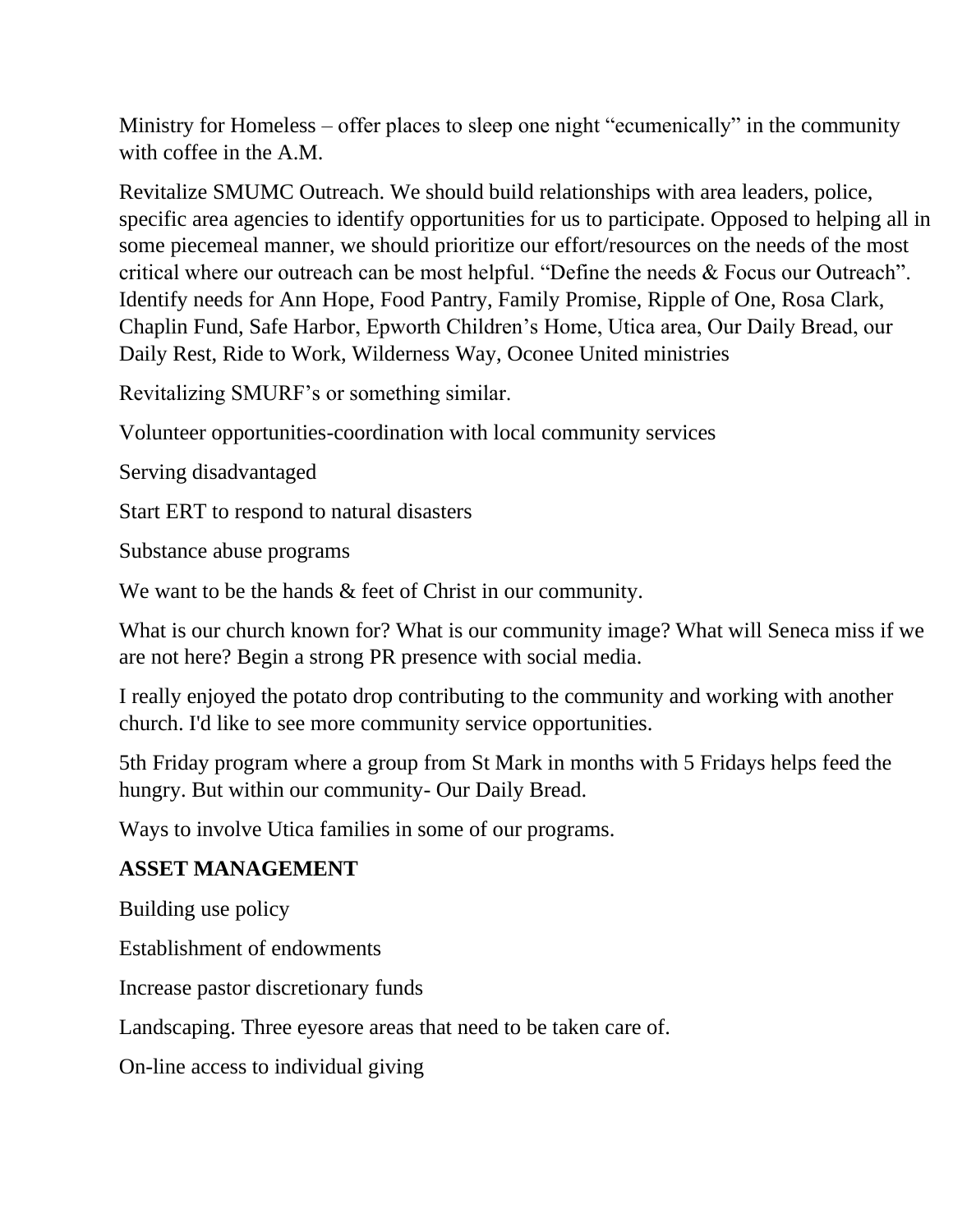Ministry for Homeless – offer places to sleep one night “ecumenically” in the community with coffee in the A.M.

Revitalize SMUMC Outreach. We should build relationships with area leaders, police, specific area agencies to identify opportunities for us to participate. Opposed to helping all in some piecemeal manner, we should prioritize our effort/resources on the needs of the most critical where our outreach can be most helpful. “Define the needs & Focus our Outreach”. Identify needs for Ann Hope, Food Pantry, Family Promise, Ripple of One, Rosa Clark, Chaplin Fund, Safe Harbor, Epworth Children’s Home, Utica area, Our Daily Bread, our Daily Rest, Ride to Work, Wilderness Way, Oconee United ministries

Revitalizing SMURF’s or something similar.

Volunteer opportunities-coordination with local community services

Serving disadvantaged

Start ERT to respond to natural disasters

Substance abuse programs

We want to be the hands & feet of Christ in our community.

What is our church known for? What is our community image? What will Seneca miss if we are not here? Begin a strong PR presence with social media.

I really enjoyed the potato drop contributing to the community and working with another church. I'd like to see more community service opportunities.

5th Friday program where a group from St Mark in months with 5 Fridays helps feed the hungry. But within our community- Our Daily Bread.

Ways to involve Utica families in some of our programs.

**ASSET MANAGEMENT**

Building use policy

Establishment of endowments

Increase pastor discretionary funds

Landscaping. Three eyesore areas that need to be taken care of.

On-line access to individual giving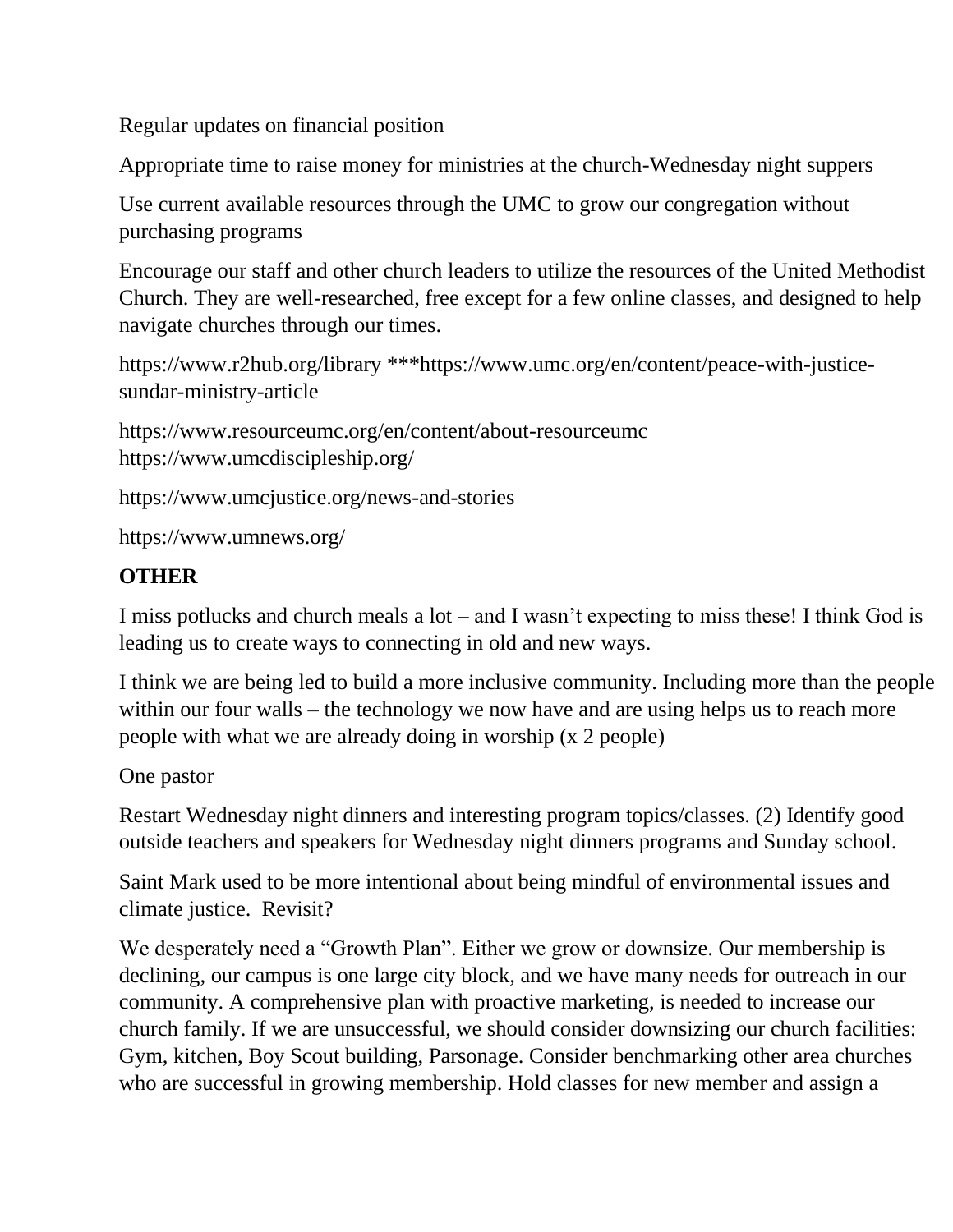Regular updates on financial position

Appropriate time to raise money for ministries at the church-Wednesday night suppers

Use current available resources through the UMC to grow our congregation without purchasing programs

Encourage our staff and other church leaders to utilize the resources of the United Methodist Church. They are well-researched, free except for a few online classes, and designed to help navigate churches through our times.

https://www.r2hub.org/library ***https://www.umc.org/en/content/peace-with-justice-sundar-ministry-article

https://www.resourceumc.org/en/content/about-resourceumc
https://www.umcdiscipleship.org/

https://www.umcjustice.org/news-and-stories

https://www.umnews.org/

**OTHER**

I miss potlucks and church meals a lot – and I wasn't expecting to miss these! I think God is leading us to create ways to connecting in old and new ways.

I think we are being led to build a more inclusive community. Including more than the people within our four walls – the technology we now have and are using helps us to reach more people with what we are already doing in worship (x 2 people)

One pastor

Restart Wednesday night dinners and interesting program topics/classes. (2) Identify good outside teachers and speakers for Wednesday night dinners programs and Sunday school.

Saint Mark used to be more intentional about being mindful of environmental issues and climate justice. Revisit?

We desperately need a "Growth Plan". Either we grow or downsize. Our membership is declining, our campus is one large city block, and we have many needs for outreach in our community. A comprehensive plan with proactive marketing, is needed to increase our church family. If we are unsuccessful, we should consider downsizing our church facilities: Gym, kitchen, Boy Scout building, Parsonage. Consider benchmarking other area churches who are successful in growing membership. Hold classes for new member and assign a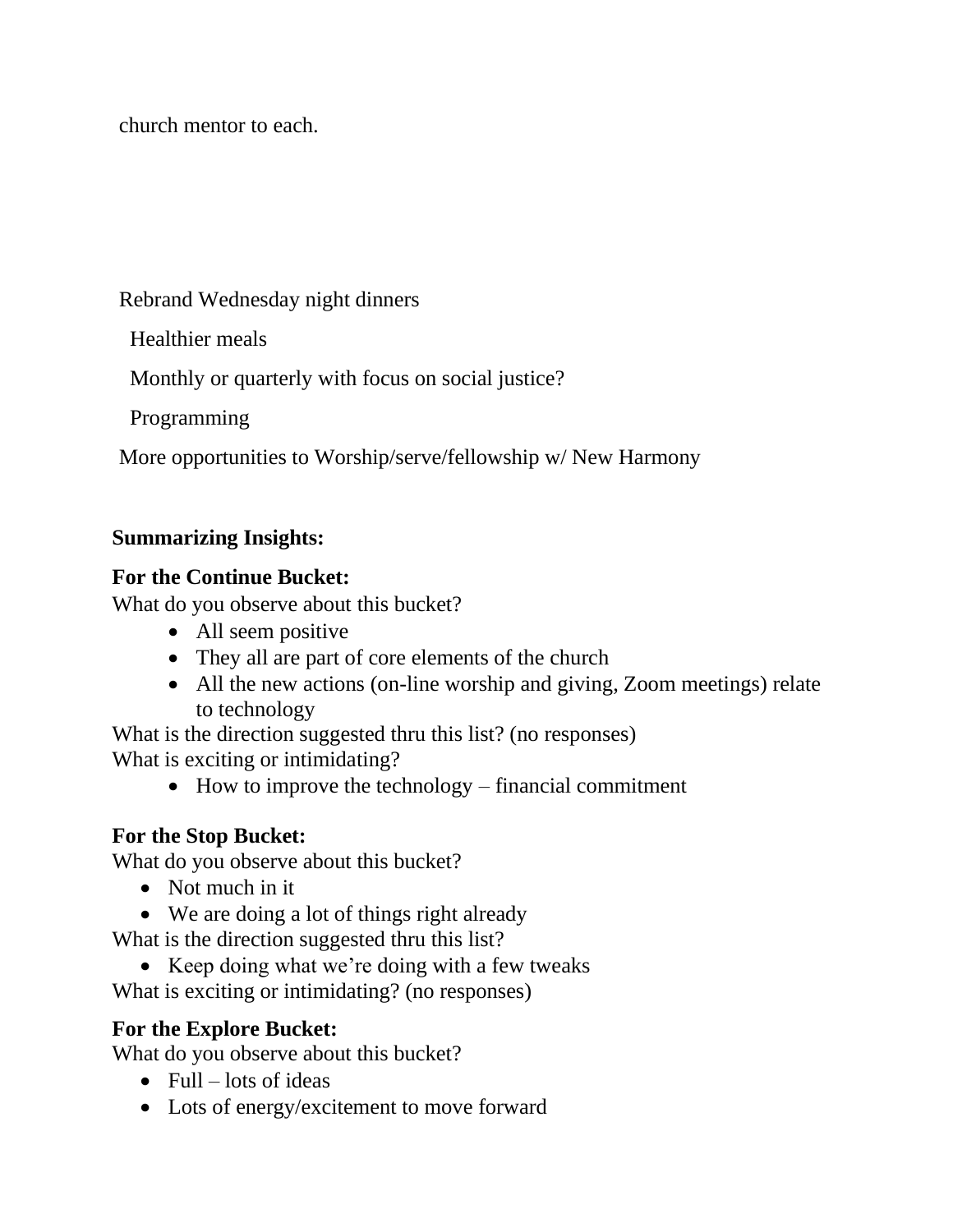church mentor to each.

Rebrand Wednesday night dinners

Healthier meals

Monthly or quarterly with focus on social justice?

Programming

More opportunities to Worship/serve/fellowship w/ New Harmony

**Summarizing Insights:**

**For the Continue Bucket:**

What do you observe about this bucket?

- All seem positive
- They all are part of core elements of the church
- All the new actions (on-line worship and giving, Zoom meetings) relate to technology

What is the direction suggested thru this list? (no responses)

What is exciting or intimidating?

- How to improve the technology – financial commitment

**For the Stop Bucket:**

What do you observe about this bucket?

- Not much in it
- We are doing a lot of things right already

What is the direction suggested thru this list?

- Keep doing what we're doing with a few tweaks

What is exciting or intimidating? (no responses)

**For the Explore Bucket:**

What do you observe about this bucket?

- Full – lots of ideas
- Lots of energy/excitement to move forward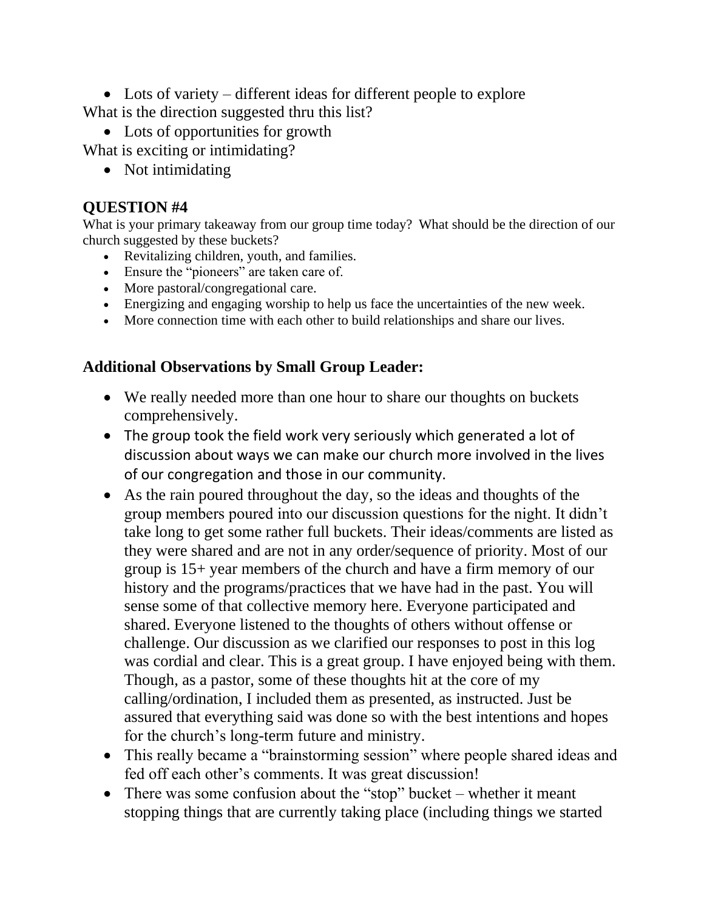- Lots of variety – different ideas for different people to explore

What is the direction suggested thru this list?

- Lots of opportunities for growth

What is exciting or intimidating?

- Not intimidating

## QUESTION #4

What is your primary takeaway from our group time today? What should be the direction of our church suggested by these buckets?

- Revitalizing children, youth, and families.
- Ensure the "pioneers" are taken care of.
- More pastoral/congregational care.
- Energizing and engaging worship to help us face the uncertainties of the new week.
- More connection time with each other to build relationships and share our lives.

## Additional Observations by Small Group Leader:

- We really needed more than one hour to share our thoughts on buckets comprehensively.
- The group took the field work very seriously which generated a lot of discussion about ways we can make our church more involved in the lives of our congregation and those in our community.
- As the rain poured throughout the day, so the ideas and thoughts of the group members poured into our discussion questions for the night. It didn't take long to get some rather full buckets. Their ideas/comments are listed as they were shared and are not in any order/sequence of priority. Most of our group is 15+ year members of the church and have a firm memory of our history and the programs/practices that we have had in the past. You will sense some of that collective memory here. Everyone participated and shared. Everyone listened to the thoughts of others without offense or challenge. Our discussion as we clarified our responses to post in this log was cordial and clear. This is a great group. I have enjoyed being with them. Though, as a pastor, some of these thoughts hit at the core of my calling/ordination, I included them as presented, as instructed. Just be assured that everything said was done so with the best intentions and hopes for the church's long-term future and ministry.
- This really became a "brainstorming session" where people shared ideas and fed off each other's comments. It was great discussion!
- There was some confusion about the "stop" bucket – whether it meant stopping things that are currently taking place (including things we started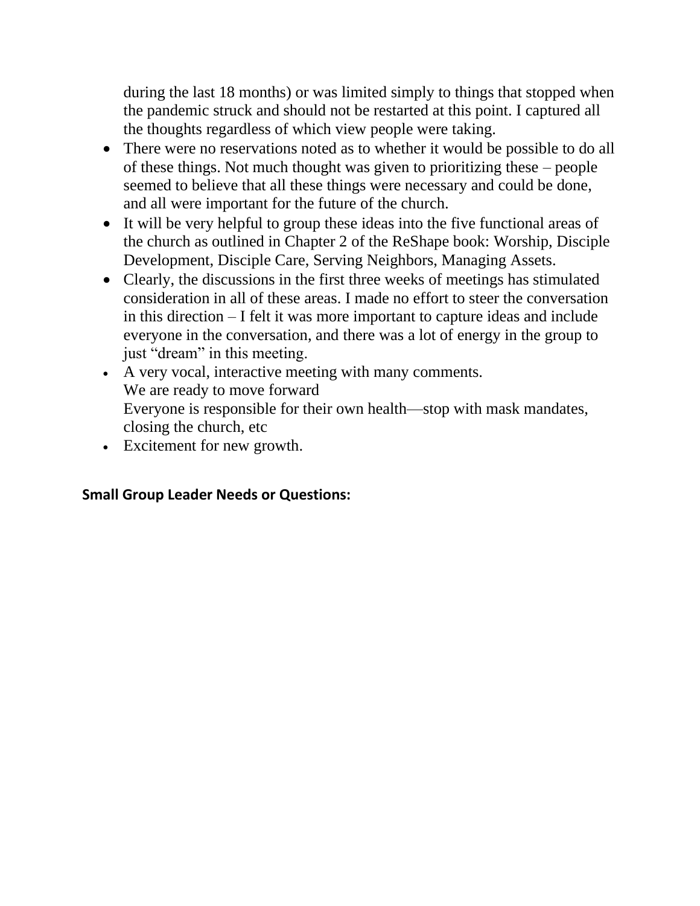during the last 18 months) or was limited simply to things that stopped when the pandemic struck and should not be restarted at this point. I captured all the thoughts regardless of which view people were taking.

- There were no reservations noted as to whether it would be possible to do all of these things. Not much thought was given to prioritizing these – people seemed to believe that all these things were necessary and could be done, and all were important for the future of the church.
- It will be very helpful to group these ideas into the five functional areas of the church as outlined in Chapter 2 of the ReShape book: Worship, Disciple Development, Disciple Care, Serving Neighbors, Managing Assets.
- Clearly, the discussions in the first three weeks of meetings has stimulated consideration in all of these areas. I made no effort to steer the conversation in this direction – I felt it was more important to capture ideas and include everyone in the conversation, and there was a lot of energy in the group to just "dream" in this meeting.
- A very vocal, interactive meeting with many comments.
  We are ready to move forward
  Everyone is responsible for their own health—stop with mask mandates, closing the church, etc
- Excitement for new growth.

**Small Group Leader Needs or Questions:**